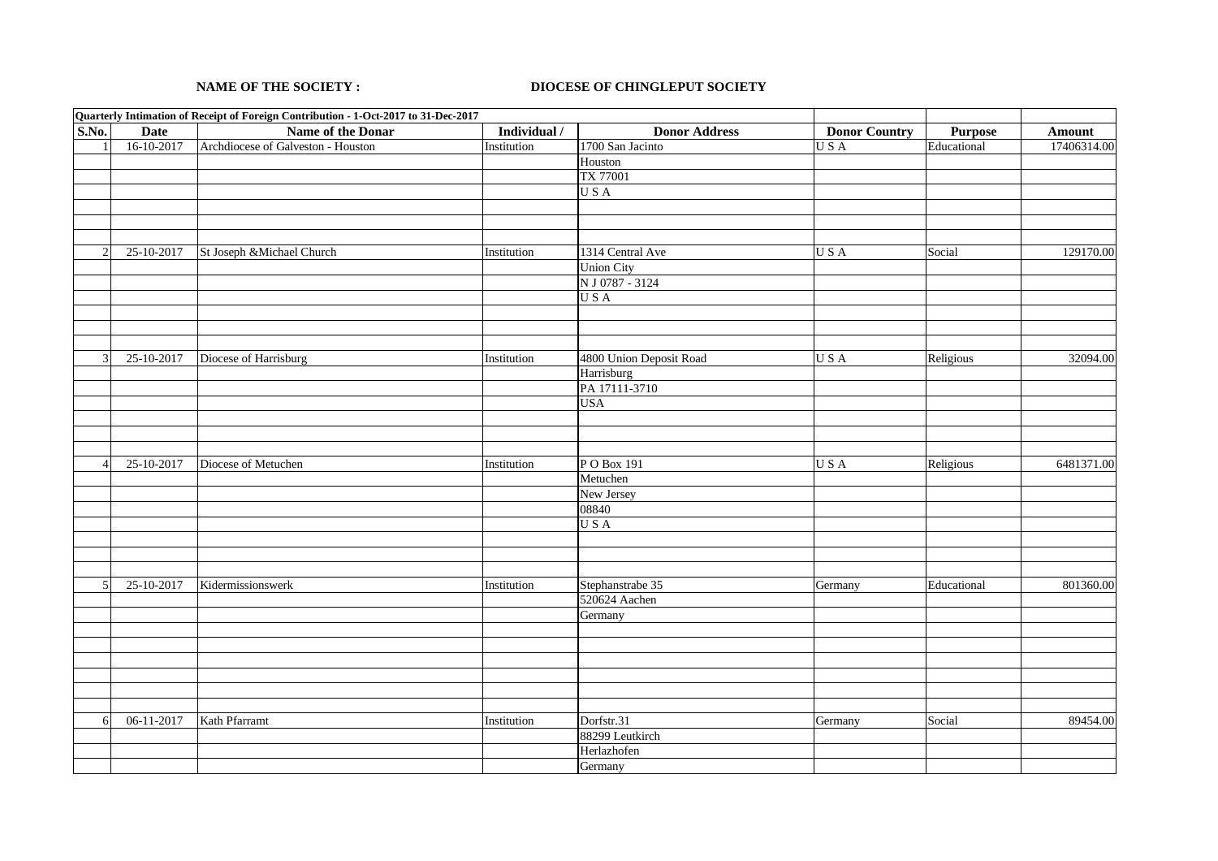**NAME OF THE SOCIETY :** **DIOCESE OF CHINGLEPUT SOCIETY**

| **Quarterly Intimation of Receipt of Foreign Contribution - 1-Oct-2017 to 31-Dec-2017** | | | | | | | |
|---|---|---|---|---|---|---|---|
| **S.No.** | **Date** | **Name of the Donar** | **Individual /** | **Donor Address** | **Donor Country** | **Purpose** | **Amount** |
| 1 | 16-10-2017 | Archdiocese of Galveston - Houston | Institution | 1700 San Jacinto | U S A | Educational | 17406314.00 |
| | | | | Houston | | | |
| | | | | TX 77001 | | | |
| | | | | U S A | | | |
| | | | | | | | |
| | | | | | | | |
| | | | | | | | |
| 2 | 25-10-2017 | St Joseph &Michael Church | Institution | 1314 Central Ave | U S A | Social | 129170.00 |
| | | | | Union City | | | |
| | | | | N J 0787 - 3124 | | | |
| | | | | U S A | | | |
| | | | | | | | |
| | | | | | | | |
| | | | | | | | |
| 3 | 25-10-2017 | Diocese of Harrisburg | Institution | 4800 Union Deposit Road | U S A | Religious | 32094.00 |
| | | | | Harrisburg | | | |
| | | | | PA 17111-3710 | | | |
| | | | | USA | | | |
| | | | | | | | |
| | | | | | | | |
| | | | | | | | |
| 4 | 25-10-2017 | Diocese of Metuchen | Institution | P O Box 191 | U S A | Religious | 6481371.00 |
| | | | | Metuchen | | | |
| | | | | New Jersey | | | |
| | | | | 08840 | | | |
| | | | | U S A | | | |
| | | | | | | | |
| | | | | | | | |
| | | | | | | | |
| 5 | 25-10-2017 | Kidermissionswerk | Institution | Stephanstrabe 35 | Germany | Educational | 801360.00 |
| | | | | 520624 Aachen | | | |
| | | | | Germany | | | |
| | | | | | | | |
| | | | | | | | |
| | | | | | | | |
| | | | | | | | |
| | | | | | | | |
| | | | | | | | |
| 6 | 06-11-2017 | Kath Pfarramt | Institution | Dorfstr.31 | Germany | Social | 89454.00 |
| | | | | 88299 Leutkirch | | | |
| | | | | Herlazhofen | | | |
| | | | | Germany | | | |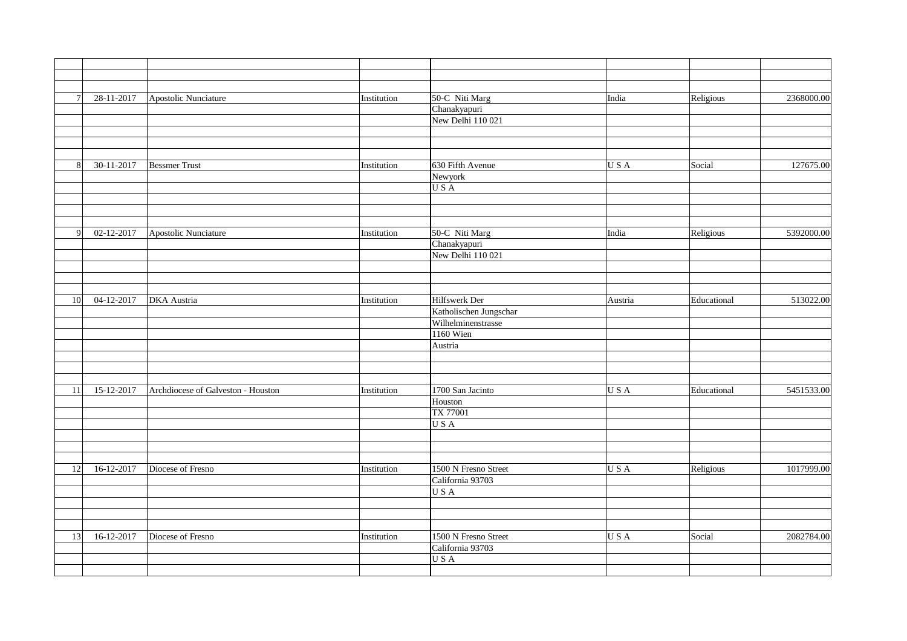| | | | | | | | |
|---|---|---|---|---|---|---|---|
| 7 | 28-11-2017 | Apostolic Nunciature | Institution | 50-C Niti Marg<br>Chanakyapuri<br>New Delhi 110 021 | India | Religious | 2368000.00 |
| 8 | 30-11-2017 | Bessmer Trust | Institution | 630 Fifth Avenue<br>Newyork<br>U S A | U S A | Social | 127675.00 |
| 9 | 02-12-2017 | Apostolic Nunciature | Institution | 50-C Niti Marg<br>Chanakyapuri<br>New Delhi 110 021 | India | Religious | 5392000.00 |
| 10 | 04-12-2017 | DKA Austria | Institution | Hilfswerk Der<br>Katholischen Jungschar<br>Wilhelminenstrasse<br>1160 Wien<br>Austria | Austria | Educational | 513022.00 |
| 11 | 15-12-2017 | Archdiocese of Galveston - Houston | Institution | 1700 San Jacinto<br>Houston<br>TX 77001<br>U S A | U S A | Educational | 5451533.00 |
| 12 | 16-12-2017 | Diocese of Fresno | Institution | 1500 N Fresno Street<br>California 93703<br>U S A | U S A | Religious | 1017999.00 |
| 13 | 16-12-2017 | Diocese of Fresno | Institution | 1500 N Fresno Street<br>California 93703<br>U S A | U S A | Social | 2082784.00 |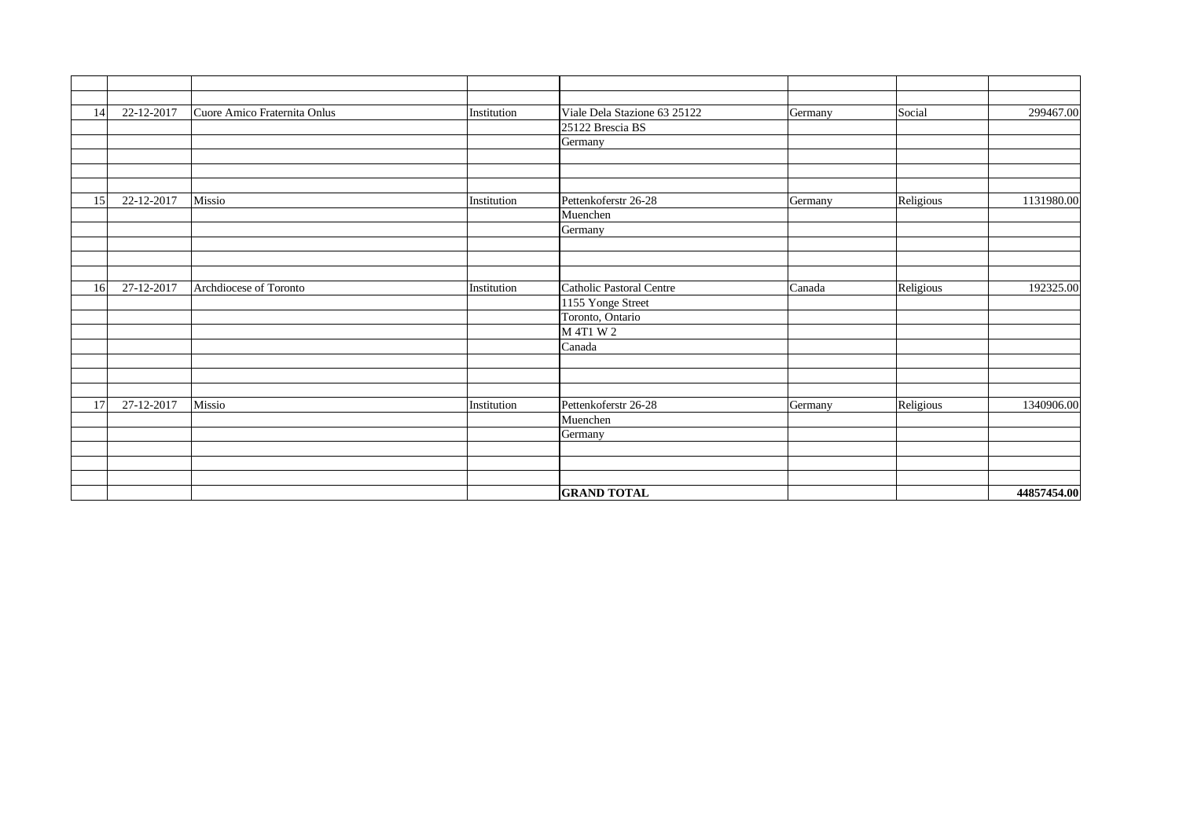| | | | | | | | |
|---|---|---|---|---|---|---|---|
| | | | | | | | |
| | | | | | | | |
| 14 | 22-12-2017 | Cuore Amico Fraternita Onlus | Institution | Viale Dela Stazione 63 25122 | Germany | Social | 299467.00 |
| | | | | 25122 Brescia BS | | | |
| | | | | Germany | | | |
| | | | | | | | |
| | | | | | | | |
| | | | | | | | |
| 15 | 22-12-2017 | Missio | Institution | Pettenkoferstr 26-28 | Germany | Religious | 1131980.00 |
| | | | | Muenchen | | | |
| | | | | Germany | | | |
| | | | | | | | |
| | | | | | | | |
| | | | | | | | |
| 16 | 27-12-2017 | Archdiocese of Toronto | Institution | Catholic Pastoral Centre | Canada | Religious | 192325.00 |
| | | | | 1155 Yonge Street | | | |
| | | | | Toronto, Ontario | | | |
| | | | | M 4T1 W 2 | | | |
| | | | | Canada | | | |
| | | | | | | | |
| | | | | | | | |
| | | | | | | | |
| 17 | 27-12-2017 | Missio | Institution | Pettenkoferstr 26-28 | Germany | Religious | 1340906.00 |
| | | | | Muenchen | | | |
| | | | | Germany | | | |
| | | | | | | | |
| | | | | | | | |
| | | | | | | | |
| | | | | **GRAND TOTAL** | | | **44857454.00** |